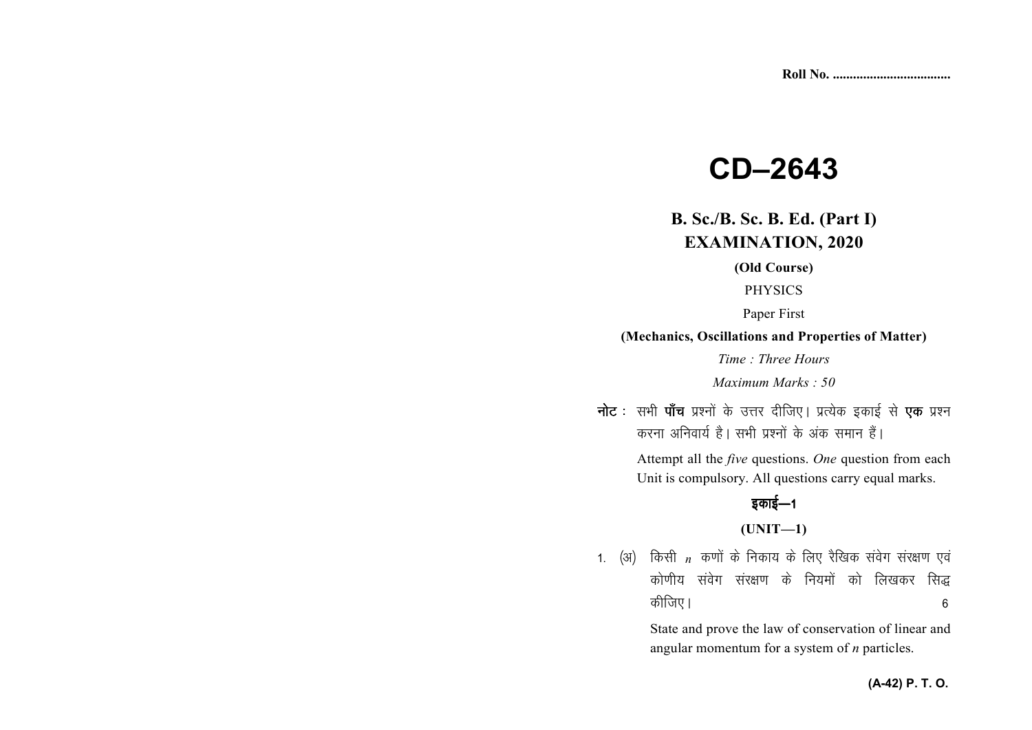Roll No. ..................................

# CD–2643

## B. Sc./B. Sc. B. Ed. (Part I) EXAMINATION, 2020

**(Old Course)**

PHYSICS

Paper First

**(Mechanics, Oscillations and Properties of Matter)**

*Time : Three Hours*

*Maximum Marks : 50*

**नोट :** सभी **पाँच** प्रश्नों के उत्तर दीजिए। प्रत्येक इकाई से **एक** प्रश्न करना अनिवार्य है। सभी प्रश्नों के अंक समान हैं।

Attempt all the *five* questions. *One* question from each Unit is compulsory. All questions carry equal marks.

### इकाई—1

### (UNIT—1)

1. (अ) किसी $n$ कणों के निकाय के लिए रैखिक संवेग संरक्षण एवं कोणीय संवेग संरक्षण के नियमों को लिखकर सिद्ध कीजिए। 6

State and prove the law of conservation of linear and angular momentum for a system of $n$ particles.

**(A-42) P. T. O.**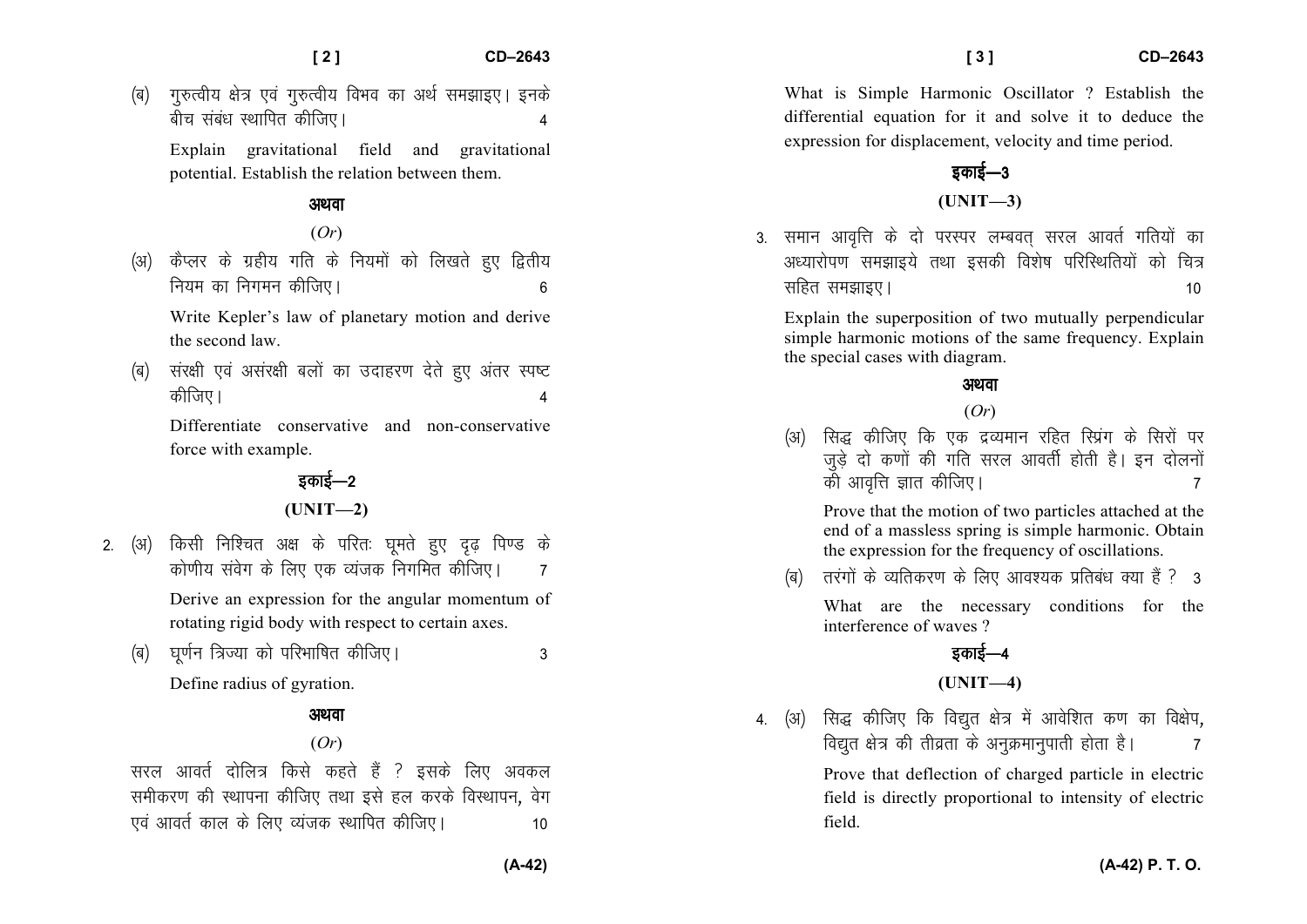(ब) गुरुत्वीय क्षेत्र एवं गुरुत्वीय विभव का अर्थ समझाइए। इनके बीच संबंध स्थापित कीजिए। 4

Explain gravitational field and gravitational potential. Establish the relation between them.

**अथवा**

(*Or*)

(अ) कैप्लर के ग्रहीय गति के नियमों को लिखते हुए द्वितीय नियम का निगमन कीजिए। 6

Write Kepler's law of planetary motion and derive the second law.

(ब) संरक्षी एवं असंरक्षी बलों का उदाहरण देते हुए अंतर स्पष्ट कीजिए। 4

Differentiate conservative and non-conservative force with example.

## इकाई—2

## (UNIT—2)

2. (अ) किसी निश्चित अक्ष के परितः घूमते हुए दृढ़ पिण्ड के कोणीय संवेग के लिए एक व्यंजक निगमित कीजिए। 7

Derive an expression for the angular momentum of rotating rigid body with respect to certain axes.

(ब) घूर्णन त्रिज्या को परिभाषित कीजिए। 3

Define radius of gyration.

**अथवा**

(*Or*)

सरल आवर्त दोलित्र किसे कहते हैं ? इसके लिए अवकल समीकरण की स्थापना कीजिए तथा इसे हल करके विस्थापन, वेग एवं आवर्त काल के लिए व्यंजक स्थापित कीजिए। 10

What is Simple Harmonic Oscillator ? Establish the differential equation for it and solve it to deduce the expression for displacement, velocity and time period.

## इकाई—3

## (UNIT—3)

3. समान आवृत्ति के दो परस्पर लम्बवत् सरल आवर्त गतियों का अध्यारोपण समझाइये तथा इसकी विशेष परिस्थितियों को चित्र सहित समझाइए। 10

Explain the superposition of two mutually perpendicular simple harmonic motions of the same frequency. Explain the special cases with diagram.

**अथवा**

(*Or*)

(अ) सिद्ध कीजिए कि एक द्रव्यमान रहित स्प्रिंग के सिरों पर जुड़े दो कणों की गति सरल आवर्ती होती है। इन दोलनों की आवृत्ति ज्ञात कीजिए। 7

Prove that the motion of two particles attached at the end of a massless spring is simple harmonic. Obtain the expression for the frequency of oscillations.

(ब) तरंगों के व्यतिकरण के लिए आवश्यक प्रतिबंध क्या हैं ? 3

What are the necessary conditions for the interference of waves ?

## इकाई—4

## (UNIT—4)

4. (अ) सिद्ध कीजिए कि विद्युत क्षेत्र में आवेशित कण का विक्षेप, विद्युत क्षेत्र की तीव्रता के अनुक्रमानुपाती होता है। 7

Prove that deflection of charged particle in electric field is directly proportional to intensity of electric field.

P. T. O.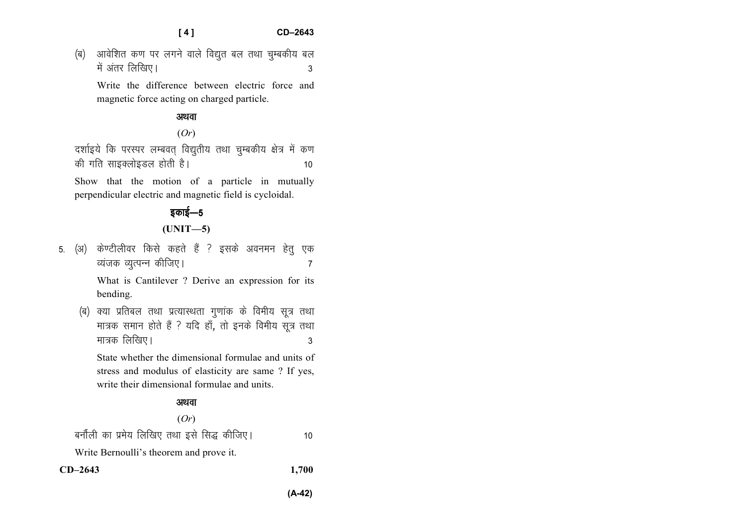(ब) आवेशित कण पर लगने वाले विद्युत बल तथा चुम्बकीय बल में अंतर लिखिए। 3

Write the difference between electric force and magnetic force acting on charged particle.

**अथवा**

(*Or*)

दर्शाइये कि परस्पर लम्बवत् विद्युतीय तथा चुम्बकीय क्षेत्र में कण की गति साइक्लोइडल होती है। 10

Show that the motion of a particle in mutually perpendicular electric and magnetic field is cycloidal.

## इकाई—5

## (UNIT—5)

5. (अ) केण्टीलीवर किसे कहते हैं ? इसके अवनमन हेतु एक व्यंजक व्युत्पन्न कीजिए। 7

   What is Cantilever ? Derive an expression for its bending.

   (ब) क्या प्रतिबल तथा प्रत्यास्थता गुणांक के विमीय सूत्र तथा मात्रक समान होते हैं ? यदि हाँ, तो इनके विमीय सूत्र तथा मात्रक लिखिए। 3

   State whether the dimensional formulae and units of stress and modulus of elasticity are same ? If yes, write their dimensional formulae and units.

**अथवा**

(*Or*)

बर्नौली का प्रमेय लिखिए तथा इसे सिद्ध कीजिए। 10

Write Bernoulli's theorem and prove it.

CD–2643 1,700

(A-42)